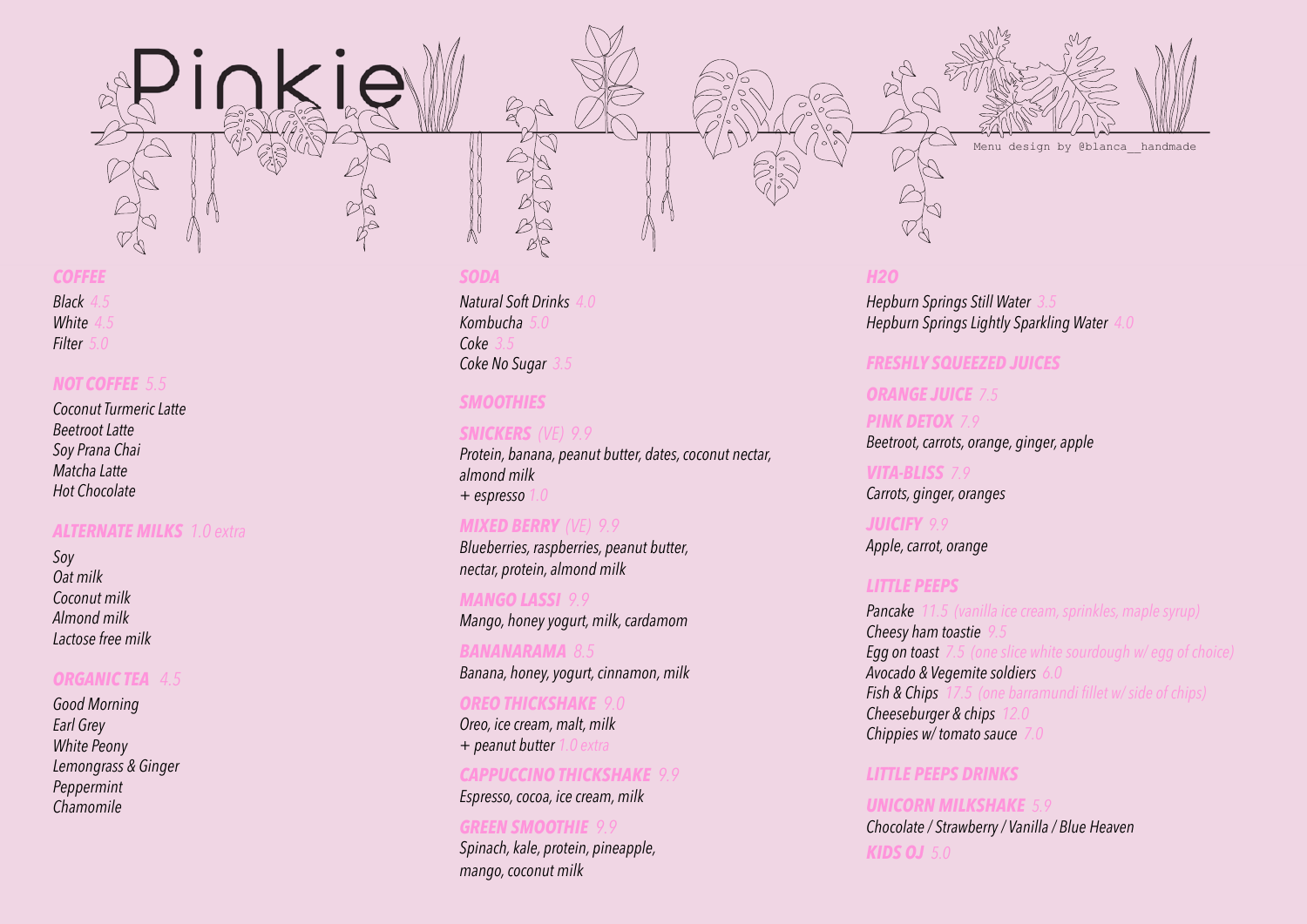# Pinkie

Menu design by @blanca__handmade

## COFFEE

*Black* 4.5
*White* 4.5
*Filter* 5.0

## NOT COFFEE 5.5

*Coconut Turmeric Latte*
*Beetroot Latte*
*Soy Prana Chai*
*Matcha Latte*
*Hot Chocolate*

## ALTERNATE MILKS 1.0 extra

*Soy*
*Oat milk*
*Coconut milk*
*Almond milk*
*Lactose free milk*

## ORGANIC TEA 4.5

*Good Morning*
*Earl Grey*
*White Peony*
*Lemongrass & Ginger*
*Peppermint*
*Chamomile*

## SODA

*Natural Soft Drinks* 4.0
*Kombucha* 5.0
*Coke* 3.5
*Coke No Sugar* 3.5

## SMOOTHIES

### SNICKERS (VE) 9.9

*Protein, banana, peanut butter, dates, coconut nectar, almond milk*
*+ espresso* 1.0

### MIXED BERRY (VE) 9.9

*Blueberries, raspberries, peanut butter, nectar, protein, almond milk*

### MANGO LASSI 9.9

*Mango, honey yogurt, milk, cardamom*

### BANANARAMA 8.5

*Banana, honey, yogurt, cinnamon, milk*

### OREO THICKSHAKE 9.0

*Oreo, ice cream, malt, milk*
*+ peanut butter* 1.0 extra

### CAPPUCCINO THICKSHAKE 9.9

*Espresso, cocoa, ice cream, milk*

### GREEN SMOOTHIE 9.9

*Spinach, kale, protein, pineapple, mango, coconut milk*

## H2O

*Hepburn Springs Still Water* 3.5
*Hepburn Springs Lightly Sparkling Water* 4.0

## FRESHLY SQUEEZED JUICES

### ORANGE JUICE 7.5

### PINK DETOX 7.9

*Beetroot, carrots, orange, ginger, apple*

### VITA-BLISS 7.9

*Carrots, ginger, oranges*

### JUICIFY 9.9

*Apple, carrot, orange*

## LITTLE PEEPS

*Pancake* 11.5 (vanilla ice cream, sprinkles, maple syrup)
*Cheesy ham toastie* 9.5
*Egg on toast* 7.5 (one slice white sourdough w/ egg of choice)
*Avocado & Vegemite soldiers* 6.0
*Fish & Chips* 17.5 (one barramundi fillet w/ side of chips)
*Cheeseburger & chips* 12.0
*Chippies w/ tomato sauce* 7.0

## LITTLE PEEPS DRINKS

### UNICORN MILKSHAKE 5.9

*Chocolate / Strawberry / Vanilla / Blue Heaven*

### KIDS OJ 5.0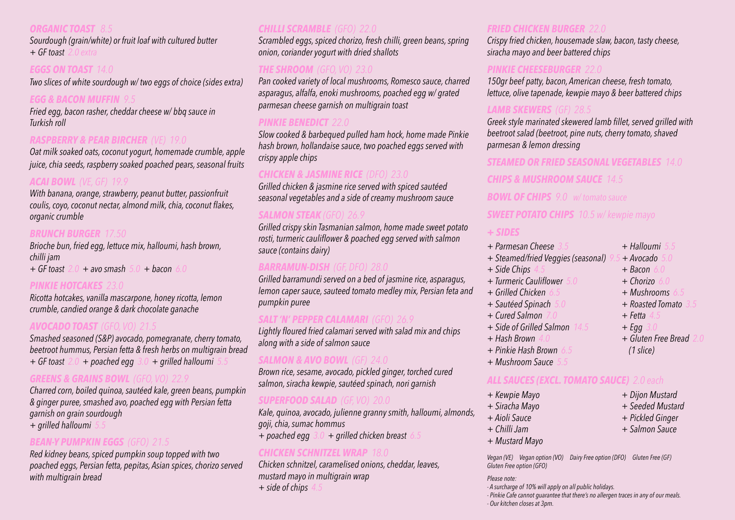### ORGANIC TOAST 8.5

*Sourdough (grain/white) or fruit loaf with cultured butter*
*+ GF toast 2.0 extra*

### EGGS ON TOAST 14.0

*Two slices of white sourdough w/ two eggs of choice (sides extra)*

### EGG & BACON MUFFIN 9.5

*Fried egg, bacon rasher, cheddar cheese w/ bbq sauce in Turkish roll*

### RASPBERRY & PEAR BIRCHER (VE) 19.0

*Oat milk soaked oats, coconut yogurt, homemade crumble, apple juice, chia seeds, raspberry soaked poached pears, seasonal fruits*

### ACAI BOWL (VE, GF) 19.9

*With banana, orange, strawberry, peanut butter, passionfruit coulis, coyo, coconut nectar, almond milk, chia, coconut flakes, organic crumble*

### BRUNCH BURGER 17.50

*Brioche bun, fried egg, lettuce mix, halloumi, hash brown, chilli jam*
*+ GF toast 2.0 + avo smash 5.0 + bacon 6.0*

### PINKIE HOTCAKES 23.0

*Ricotta hotcakes, vanilla mascarpone, honey ricotta, lemon crumble, candied orange & dark chocolate ganache*

### AVOCADO TOAST (GFO, VO) 21.5

*Smashed seasoned (S&P) avocado, pomegranate, cherry tomato, beetroot hummus, Persian fetta & fresh herbs on multigrain bread*
*+ GF toast 2.0 + poached egg 3.0 + grilled halloumi 5.5*

### GREENS & GRAINS BOWL (GFO, VO) 22.9

*Charred corn, boiled quinoa, sautéed kale, green beans, pumpkin & ginger puree, smashed avo, poached egg with Persian fetta garnish on grain sourdough*
*+ grilled halloumi 5.5*

### BEAN-Y PUMPKIN EGGS (GFO) 21.5

*Red kidney beans, spiced pumpkin soup topped with two poached eggs, Persian fetta, pepitas, Asian spices, chorizo served with multigrain bread*

### CHILLI SCRAMBLE (GFO) 22.0

*Scrambled eggs, spiced chorizo, fresh chilli, green beans, spring onion, coriander yogurt with dried shallots*

### THE SHROOM (GFO, VO) 23.0

*Pan cooked variety of local mushrooms, Romesco sauce, charred asparagus, alfalfa, enoki mushrooms, poached egg w/ grated parmesan cheese garnish on multigrain toast*

### PINKIE BENEDICT 22.0

*Slow cooked & barbequed pulled ham hock, home made Pinkie hash brown, hollandaise sauce, two poached eggs served with crispy apple chips*

### CHICKEN & JASMINE RICE (DFO) 23.0

*Grilled chicken & jasmine rice served with spiced sautéed seasonal vegetables and a side of creamy mushroom sauce*

### SALMON STEAK (GFO) 26.9

*Grilled crispy skin Tasmanian salmon, home made sweet potato rosti, turmeric cauliflower & poached egg served with salmon sauce (contains dairy)*

### BARRAMUN-DISH (GF, DFO) 28.0

*Grilled barramundi served on a bed of jasmine rice, asparagus, lemon caper sauce, sauteed tomato medley mix, Persian feta and pumpkin puree*

### SALT 'N' PEPPER CALAMARI (GFO) 26.9

*Lightly floured fried calamari served with salad mix and chips along with a side of salmon sauce*

### SALMON & AVO BOWL (GF) 24.0

*Brown rice, sesame, avocado, pickled ginger, torched cured salmon, siracha kewpie, sautéed spinach, nori garnish*

### SUPERFOOD SALAD (GF, VO) 20.0

*Kale, quinoa, avocado, julienne granny smith, halloumi, almonds, goji, chia, sumac hommus*
*+ poached egg 3.0 + grilled chicken breast 6.5*

### CHICKEN SCHNITZEL WRAP 18.0

*Chicken schnitzel, caramelised onions, cheddar, leaves, mustard mayo in multigrain wrap*
*+ side of chips 4.5*

### FRIED CHICKEN BURGER 22.0

*Crispy fried chicken, housemade slaw, bacon, tasty cheese, siracha mayo and beer battered chips*

### PINKIE CHEESEBURGER 22.0

*150gr beef patty, bacon, American cheese, fresh tomato, lettuce, olive tapenade, kewpie mayo & beer battered chips*

### LAMB SKEWERS (GF) 28.5

*Greek style marinated skewered lamb fillet, served grilled with beetroot salad (beetroot, pine nuts, cherry tomato, shaved parmesan & lemon dressing*

### STEAMED OR FRIED SEASONAL VEGETABLES 14.0

### CHIPS & MUSHROOM SAUCE 14.5

### BOWL OF CHIPS 9.0 w/ tomato sauce

### SWEET POTATO CHIPS 10.5 w/ kewpie mayo

### + SIDES

- + Parmesan Cheese 3.5
- + Steamed/fried Veggies (seasonal) 9.5
- + Side Chips 4.5
- + Turmeric Cauliflower 5.0
- + Grilled Chicken 6.5
- + Sautéed Spinach 5.0
- + Cured Salmon 7.0
- + Side of Grilled Salmon 14.5
- + Hash Brown 4.0
- + Pinkie Hash Brown 6.5
- + Mushroom Sauce 5.5
- + Halloumi 5.5
- + Avocado 5.0
- + Bacon 6.0
- + Chorizo 6.0
- + Mushrooms 6.5
- + Roasted Tomato 3.5
- + Fetta 4.5
- + Egg 3.0
- + Gluten Free Bread 2.0 (1 slice)

### ALL SAUCES (EXCL. TOMATO SAUCE) 2.0 each

- + Kewpie Mayo
- + Siracha Mayo
- + Aioli Sauce
- + Chilli Jam
- + Mustard Mayo
- + Dijon Mustard
- + Seeded Mustard
- + Pickled Ginger
- + Salmon Sauce

*Vegan (VE) Vegan option (VO) Dairy Free option (DFO) Gluten Free (GF) Gluten Free option (GFO)*

*Please note:*
*- A surcharge of 10% will apply on all public holidays.*
*- Pinkie Cafe cannot guarantee that there's no allergen traces in any of our meals.*
*- Our kitchen closes at 3pm.*